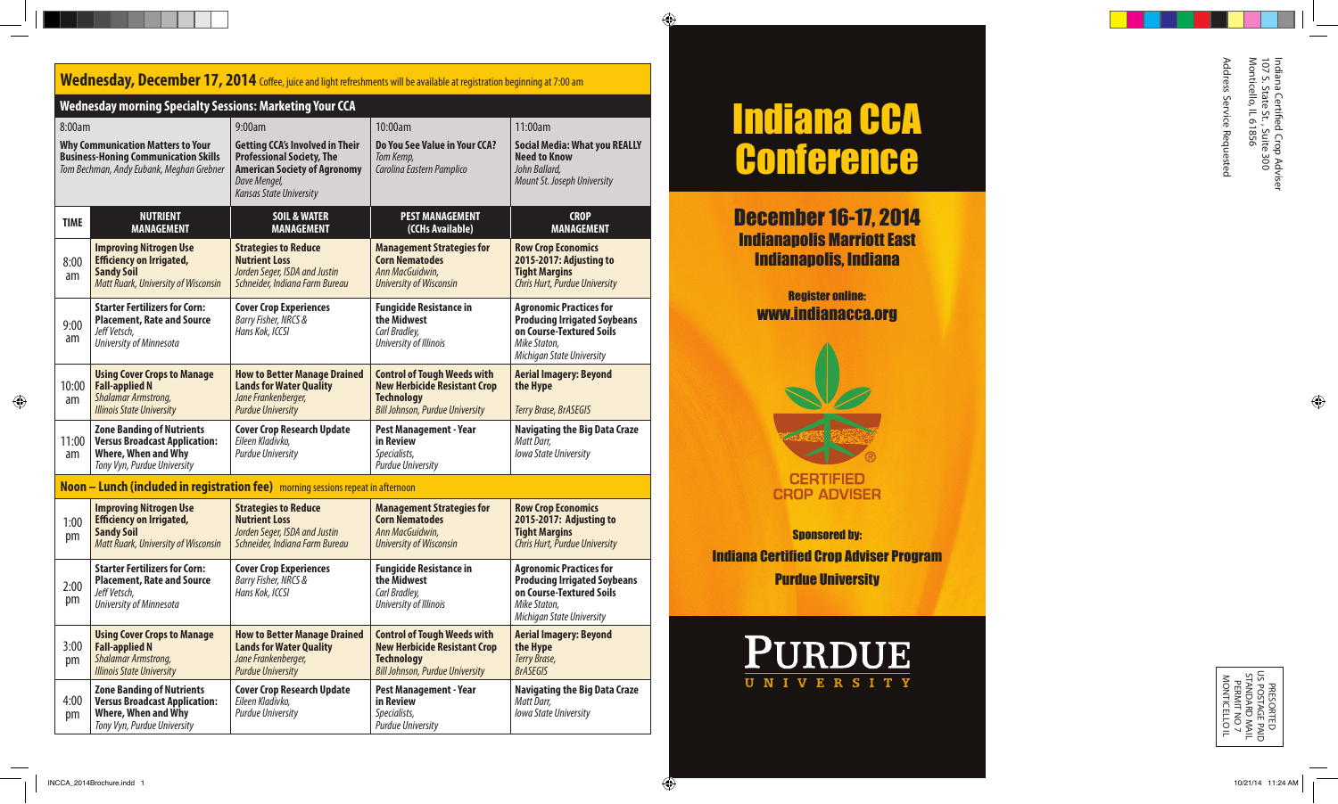## Wednesday, December 17, 2014

Coffee, juice and light refreshments will be available at registration beginning at 7:00 am

### Wednesday morning Specialty Sessions: Marketing Your CCA

| 8:00am | 9:00am | 10:00am | 11:00am |
|---|---|---|---|
| **Why Communication Matters to Your Business-Honing Communication Skills** *Tom Bechman, Andy Eubank, Meghan Grebner* | **Getting CCA's Involved in Their Professional Society, The American Society of Agronomy** *Dave Mengel, Kansas State University* | **Do You See Value in Your CCA?** *Tom Kemp, Carolina Eastern Pamplico* | **Social Media: What you REALLY Need to Know** *John Ballard, Mount St. Joseph University* |

| TIME | NUTRIENT MANAGEMENT | SOIL & WATER MANAGEMENT | PEST MANAGEMENT (CCHs Available) | CROP MANAGEMENT |
|---|---|---|---|---|
| 8:00 am | **Improving Nitrogen Use Efficiency on Irrigated, Sandy Soil** *Matt Ruark, University of Wisconsin* | **Strategies to Reduce Nutrient Loss** *Jorden Seger, ISDA and Justin Schneider, Indiana Farm Bureau* | **Management Strategies for Corn Nematodes** *Ann MacGuidwin, University of Wisconsin* | **Row Crop Economics 2015-2017: Adjusting to Tight Margins** *Chris Hurt, Purdue University* |
| 9:00 am | **Starter Fertilizers for Corn: Placement, Rate and Source** *Jeff Vetsch, University of Minnesota* | **Cover Crop Experiences** *Barry Fisher, NRCS & Hans Kok, ICCSI* | **Fungicide Resistance in the Midwest** *Carl Bradley, University of Illinois* | **Agronomic Practices for Producing Irrigated Soybeans on Course-Textured Soils** *Mike Staton, Michigan State University* |
| 10:00 am | **Using Cover Crops to Manage Fall-applied N** *Shalamar Armstrong, Illinois State University* | **How to Better Manage Drained Lands for Water Quality** *Jane Frankenberger, Purdue University* | **Control of Tough Weeds with New Herbicide Resistant Crop Technology** *Bill Johnson, Purdue University* | **Aerial Imagery: Beyond the Hype** *Terry Brase, BrASEGIS* |
| 11:00 am | **Zone Banding of Nutrients Versus Broadcast Application: Where, When and Why** *Tony Vyn, Purdue University* | **Cover Crop Research Update** *Eileen Kladivko, Purdue University* | **Pest Management - Year in Review** *Specialists, Purdue University* | **Navigating the Big Data Craze** *Matt Darr, Iowa State University* |
| **Noon – Lunch (included in registration fee)** morning sessions repeat in afternoon | | | | |
| 1:00 pm | **Improving Nitrogen Use Efficiency on Irrigated, Sandy Soil** *Matt Ruark, University of Wisconsin* | **Strategies to Reduce Nutrient Loss** *Jorden Seger, ISDA and Justin Schneider, Indiana Farm Bureau* | **Management Strategies for Corn Nematodes** *Ann MacGuidwin, University of Wisconsin* | **Row Crop Economics 2015-2017: Adjusting to Tight Margins** *Chris Hurt, Purdue University* |
| 2:00 pm | **Starter Fertilizers for Corn: Placement, Rate and Source** *Jeff Vetsch, University of Minnesota* | **Cover Crop Experiences** *Barry Fisher, NRCS & Hans Kok, ICCSI* | **Fungicide Resistance in the Midwest** *Carl Bradley, University of Illinois* | **Agronomic Practices for Producing Irrigated Soybeans on Course-Textured Soils** *Mike Staton, Michigan State University* |
| 3:00 pm | **Using Cover Crops to Manage Fall-applied N** *Shalamar Armstrong, Illinois State University* | **How to Better Manage Drained Lands for Water Quality** *Jane Frankenberger, Purdue University* | **Control of Tough Weeds with New Herbicide Resistant Crop Technology** *Bill Johnson, Purdue University* | **Aerial Imagery: Beyond the Hype** *Terry Brase, BrASEGIS* |
| 4:00 pm | **Zone Banding of Nutrients Versus Broadcast Application: Where, When and Why** *Tony Vyn, Purdue University* | **Cover Crop Research Update** *Eileen Kladivko, Purdue University* | **Pest Management - Year in Review** *Specialists, Purdue University* | **Navigating the Big Data Craze** *Matt Darr, Iowa State University* |

# Indiana CCA Conference

## December 16-17, 2014

### Indianapolis Marriott East
### Indianapolis, Indiana

**Register online:**
**www.indianacca.org**

CERTIFIED CROP ADVISER

**Sponsored by:**
**Indiana Certified Crop Adviser Program**
**Purdue University**

PURDUE UNIVERSITY

Indiana Certified Crop Adviser
107 S. State St., Suite 300
Monticello, IL 61856

Address Service Requested

PRESORTED
US POSTAGE PAID
STANDARD MAIL
PERMIT NO 7
MONTICELLO IL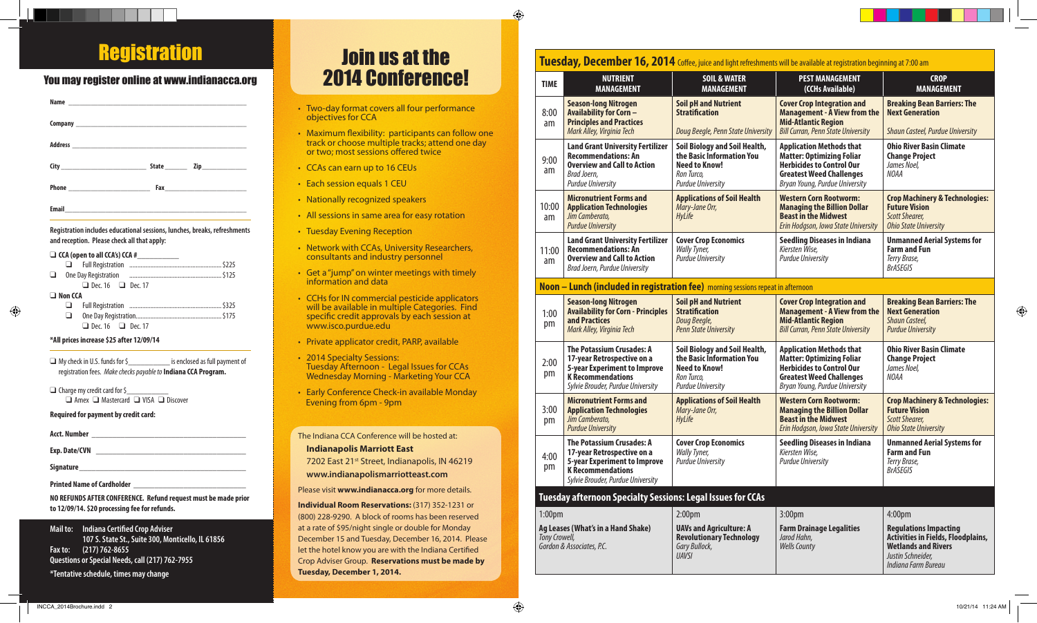# Registration

## You may register online at www.indianacca.org

Name ______________________________

Company ______________________________

Address ______________________________

City ______________ State ______ Zip ______________

Phone ______________ Fax ______________

Email ______________________________

**Registration includes educational sessions, lunches, breaks, refreshments and reception. Please check all that apply:**

- ❑ **CCA (open to all CCA's) CCA #** ___________
  - ❑ Full Registration .......... $225
  - ❑ One Day Registration .......... $125
    - ❑ Dec. 16 ❑ Dec. 17
- ❑ **Non CCA**
  - ❑ Full Registration .......... $325
  - ❑ One Day Registration .......... $175
    - ❑ Dec. 16 ❑ Dec. 17

***All prices increase $25 after 12/09/14**

❑ My check in U.S. funds for $____________ is enclosed as full payment of registration fees. *Make checks payable to* **Indiana CCA Program.**

❑ Charge my credit card for $____________
❑ Amex ❑ Mastercard ❑ VISA ❑ Discover

**Required for payment by credit card:**

**Acct. Number** ______________________________

**Exp. Date/CVN** ______________________________

**Signature** ______________________________

**Printed Name of Cardholder** ______________________________

**NO REFUNDS AFTER CONFERENCE. Refund request must be made prior to 12/09/14. $20 processing fee for refunds.**

**Mail to:** Indiana Certified Crop Adviser
107 S. State St., Suite 300, Monticello, IL 61856
**Fax to:** (217) 762-8655
**Questions or Special Needs, call (217) 762-7955**

***Tentative schedule, times may change**

# Join us at the 2014 Conference!

- Two-day format covers all four performance objectives for CCA
- Maximum flexibility: participants can follow one track or choose multiple tracks; attend one day or two; most sessions offered twice
- CCAs can earn up to 16 CEUs
- Each session equals 1 CEU
- Nationally recognized speakers
- All sessions in same area for easy rotation
- Tuesday Evening Reception
- Network with CCAs, University Researchers, consultants and industry personnel
- Get a "jump" on winter meetings with timely information and data
- CCHs for IN commercial pesticide applicators will be available in multiple Categories. Find specific credit approvals by each session at www.isco.purdue.edu
- Private applicator credit, PARP, available
- 2014 Specialty Sessions:
  Tuesday Afternoon - Legal Issues for CCAs
  Wednesday Morning - Marketing Your CCA
- Early Conference Check-in available Monday Evening from 6pm - 9pm

The Indiana CCA Conference will be hosted at:
**Indianapolis Marriott East**
7202 East 21st Street, Indianapolis, IN 46219
**www.indianapolismarriotteast.com**

Please visit **www.indianacca.org** for more details.

**Individual Room Reservations:** (317) 352-1231 or (800) 228-9290. A block of rooms has been reserved at a rate of $95/night single or double for Monday December 15 and Tuesday, December 16, 2014. Please let the hotel know you are with the Indiana Certified Crop Adviser Group. **Reservations must be made by Tuesday, December 1, 2014.**

## Tuesday, December 16, 2014

Coffee, juice and light refreshments will be available at registration beginning at 7:00 am

| TIME | NUTRIENT MANAGEMENT | SOIL & WATER MANAGEMENT | PEST MANAGEMENT (CCHs Available) | CROP MANAGEMENT |
|---|---|---|---|---|
| 8:00 am | **Season-long Nitrogen Availability for Corn – Principles and Practices** *Mark Alley, Virginia Tech* | **Soil pH and Nutrient Stratification** *Doug Beegle, Penn State University* | **Cover Crop Integration and Management - A View from the Mid-Atlantic Region** *Bill Curran, Penn State University* | **Breaking Bean Barriers: The Next Generation** *Shaun Casteel, Purdue University* |
| 9:00 am | **Land Grant University Fertilizer Recommendations: An Overview and Call to Action** *Brad Joern, Purdue University* | **Soil Biology and Soil Health, the Basic Information You Need to Know!** *Ron Turco, Purdue University* | **Application Methods that Matter: Optimizing Foliar Herbicides to Control Our Greatest Weed Challenges** *Bryan Young, Purdue University* | **Ohio River Basin Climate Change Project** *James Noel, NOAA* |
| 10:00 am | **Micronutrient Forms and Application Technologies** *Jim Camberato, Purdue University* | **Applications of Soil Health** *Mary-Jane Orr, HyLife* | **Western Corn Rootworm: Managing the Billion Dollar Beast in the Midwest** *Erin Hodgson, Iowa State University* | **Crop Machinery & Technologies: Future Vision** *Scott Shearer, Ohio State University* |
| 11:00 am | **Land Grant University Fertilizer Recommendations: An Overview and Call to Action** *Brad Joern, Purdue University* | **Cover Crop Economics** *Wally Tyner, Purdue University* | **Seedling Diseases in Indiana** *Kiersten Wise, Purdue University* | **Unmanned Aerial Systems for Farm and Fun** *Terry Brase, BrASEGIS* |
| **Noon – Lunch (included in registration fee)** morning sessions repeat in afternoon | | | | |
| 1:00 pm | **Season-long Nitrogen Availability for Corn - Principles and Practices** *Mark Alley, Virginia Tech* | **Soil pH and Nutrient Stratification** *Doug Beegle, Penn State University* | **Cover Crop Integration and Management - A View from the Mid-Atlantic Region** *Bill Curran, Penn State University* | **Breaking Bean Barriers: The Next Generation** *Shaun Casteel, Purdue University* |
| 2:00 pm | **The Potassium Crusades: A 17-year Retrospective on a 5-year Experiment to Improve K Recommendations** *Sylvie Brouder, Purdue University* | **Soil Biology and Soil Health, the Basic Information You Need to Know!** *Ron Turco, Purdue University* | **Application Methods that Matter: Optimizing Foliar Herbicides to Control Our Greatest Weed Challenges** *Bryan Young, Purdue University* | **Ohio River Basin Climate Change Project** *James Noel, NOAA* |
| 3:00 pm | **Micronutrient Forms and Application Technologies** *Jim Camberato, Purdue University* | **Applications of Soil Health** *Mary-Jane Orr, HyLife* | **Western Corn Rootworm: Managing the Billion Dollar Beast in the Midwest** *Erin Hodgson, Iowa State University* | **Crop Machinery & Technologies: Future Vision** *Scott Shearer, Ohio State University* |
| 4:00 pm | **The Potassium Crusades: A 17-year Retrospective on a 5-year Experiment to Improve K Recommendations** *Sylvie Brouder, Purdue University* | **Cover Crop Economics** *Wally Tyner, Purdue University* | **Seedling Diseases in Indiana** *Kiersten Wise, Purdue University* | **Unmanned Aerial Systems for Farm and Fun** *Terry Brase, BrASEGIS* |

### Tuesday afternoon Specialty Sessions: Legal Issues for CCAs

| 1:00pm | 2:00pm | 3:00pm | 4:00pm |
|---|---|---|---|
| **Ag Leases (What's in a Hand Shake)** *Tony Crowell, Gordon & Associates, P.C.* | **UAVs and Agriculture: A Revolutionary Technology** *Gary Bullock, UAVSI* | **Farm Drainage Legalities** *Jarod Hahn, Wells County* | **Regulations Impacting Activities in Fields, Floodplains, Wetlands and Rivers** *Justin Schneider, Indiana Farm Bureau* |